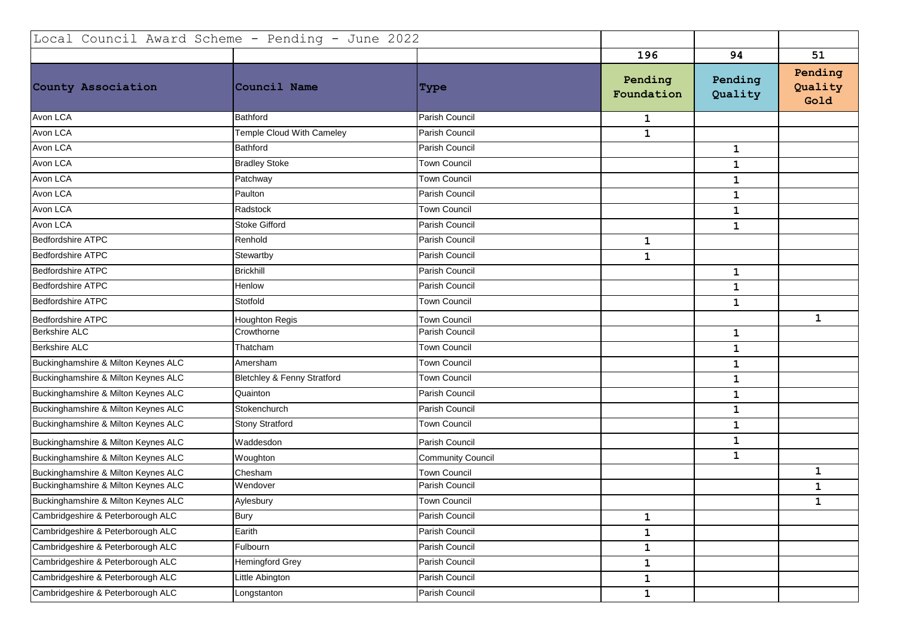| Local Council Award Scheme - Pending - June 2022 | | | | | |
|---|---|---|---|---|---|
| | | | 196 | 94 | 51 |
| **County Association** | **Council Name** | **Type** | **Pending Foundation** | **Pending Quality** | **Pending Quality Gold** |
| Avon LCA | Bathford | Parish Council | 1 | | |
| Avon LCA | Temple Cloud With Cameley | Parish Council | 1 | | |
| Avon LCA | Bathford | Parish Council | | 1 | |
| Avon LCA | Bradley Stoke | Town Council | | 1 | |
| Avon LCA | Patchway | Town Council | | 1 | |
| Avon LCA | Paulton | Parish Council | | 1 | |
| Avon LCA | Radstock | Town Council | | 1 | |
| Avon LCA | Stoke Gifford | Parish Council | | 1 | |
| Bedfordshire ATPC | Renhold | Parish Council | 1 | | |
| Bedfordshire ATPC | Stewartby | Parish Council | 1 | | |
| Bedfordshire ATPC | Brickhill | Parish Council | | 1 | |
| Bedfordshire ATPC | Henlow | Parish Council | | 1 | |
| Bedfordshire ATPC | Stotfold | Town Council | | 1 | |
| Bedfordshire ATPC | Houghton Regis | Town Council | | | 1 |
| Berkshire ALC | Crowthorne | Parish Council | | 1 | |
| Berkshire ALC | Thatcham | Town Council | | 1 | |
| Buckinghamshire & Milton Keynes ALC | Amersham | Town Council | | 1 | |
| Buckinghamshire & Milton Keynes ALC | Bletchley & Fenny Stratford | Town Council | | 1 | |
| Buckinghamshire & Milton Keynes ALC | Quainton | Parish Council | | 1 | |
| Buckinghamshire & Milton Keynes ALC | Stokenchurch | Parish Council | | 1 | |
| Buckinghamshire & Milton Keynes ALC | Stony Stratford | Town Council | | 1 | |
| Buckinghamshire & Milton Keynes ALC | Waddesdon | Parish Council | | 1 | |
| Buckinghamshire & Milton Keynes ALC | Woughton | Community Council | | 1 | |
| Buckinghamshire & Milton Keynes ALC | Chesham | Town Council | | | 1 |
| Buckinghamshire & Milton Keynes ALC | Wendover | Parish Council | | | 1 |
| Buckinghamshire & Milton Keynes ALC | Aylesbury | Town Council | | | 1 |
| Cambridgeshire & Peterborough ALC | Bury | Parish Council | 1 | | |
| Cambridgeshire & Peterborough ALC | Earith | Parish Council | 1 | | |
| Cambridgeshire & Peterborough ALC | Fulbourn | Parish Council | 1 | | |
| Cambridgeshire & Peterborough ALC | Hemingford Grey | Parish Council | 1 | | |
| Cambridgeshire & Peterborough ALC | Little Abington | Parish Council | 1 | | |
| Cambridgeshire & Peterborough ALC | Longstanton | Parish Council | 1 | | |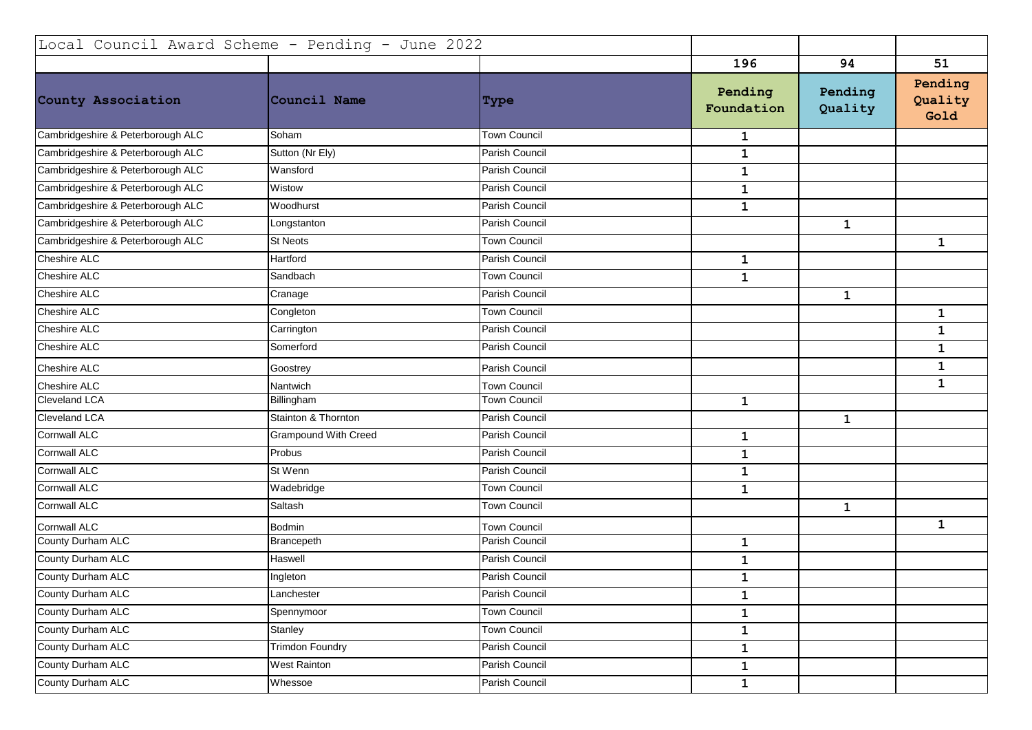| Local Council Award Scheme - Pending - June 2022 | | | | | |
|---|---|---|---|---|---|
| | | | 196 | 94 | 51 |
| **County Association** | **Council Name** | **Type** | **Pending Foundation** | **Pending Quality** | **Pending Quality Gold** |
| Cambridgeshire & Peterborough ALC | Soham | Town Council | 1 | | |
| Cambridgeshire & Peterborough ALC | Sutton (Nr Ely) | Parish Council | 1 | | |
| Cambridgeshire & Peterborough ALC | Wansford | Parish Council | 1 | | |
| Cambridgeshire & Peterborough ALC | Wistow | Parish Council | 1 | | |
| Cambridgeshire & Peterborough ALC | Woodhurst | Parish Council | 1 | | |
| Cambridgeshire & Peterborough ALC | Longstanton | Parish Council | | 1 | |
| Cambridgeshire & Peterborough ALC | St Neots | Town Council | | | 1 |
| Cheshire ALC | Hartford | Parish Council | 1 | | |
| Cheshire ALC | Sandbach | Town Council | 1 | | |
| Cheshire ALC | Cranage | Parish Council | | 1 | |
| Cheshire ALC | Congleton | Town Council | | | 1 |
| Cheshire ALC | Carrington | Parish Council | | | 1 |
| Cheshire ALC | Somerford | Parish Council | | | 1 |
| Cheshire ALC | Goostrey | Parish Council | | | 1 |
| Cheshire ALC | Nantwich | Town Council | | | 1 |
| Cleveland LCA | Billingham | Town Council | 1 | | |
| Cleveland LCA | Stainton & Thornton | Parish Council | | 1 | |
| Cornwall ALC | Grampound With Creed | Parish Council | 1 | | |
| Cornwall ALC | Probus | Parish Council | 1 | | |
| Cornwall ALC | St Wenn | Parish Council | 1 | | |
| Cornwall ALC | Wadebridge | Town Council | 1 | | |
| Cornwall ALC | Saltash | Town Council | | 1 | |
| Cornwall ALC | Bodmin | Town Council | | | 1 |
| County Durham ALC | Brancepeth | Parish Council | 1 | | |
| County Durham ALC | Haswell | Parish Council | 1 | | |
| County Durham ALC | Ingleton | Parish Council | 1 | | |
| County Durham ALC | Lanchester | Parish Council | 1 | | |
| County Durham ALC | Spennymoor | Town Council | 1 | | |
| County Durham ALC | Stanley | Town Council | 1 | | |
| County Durham ALC | Trimdon Foundry | Parish Council | 1 | | |
| County Durham ALC | West Rainton | Parish Council | 1 | | |
| County Durham ALC | Whessoe | Parish Council | 1 | | |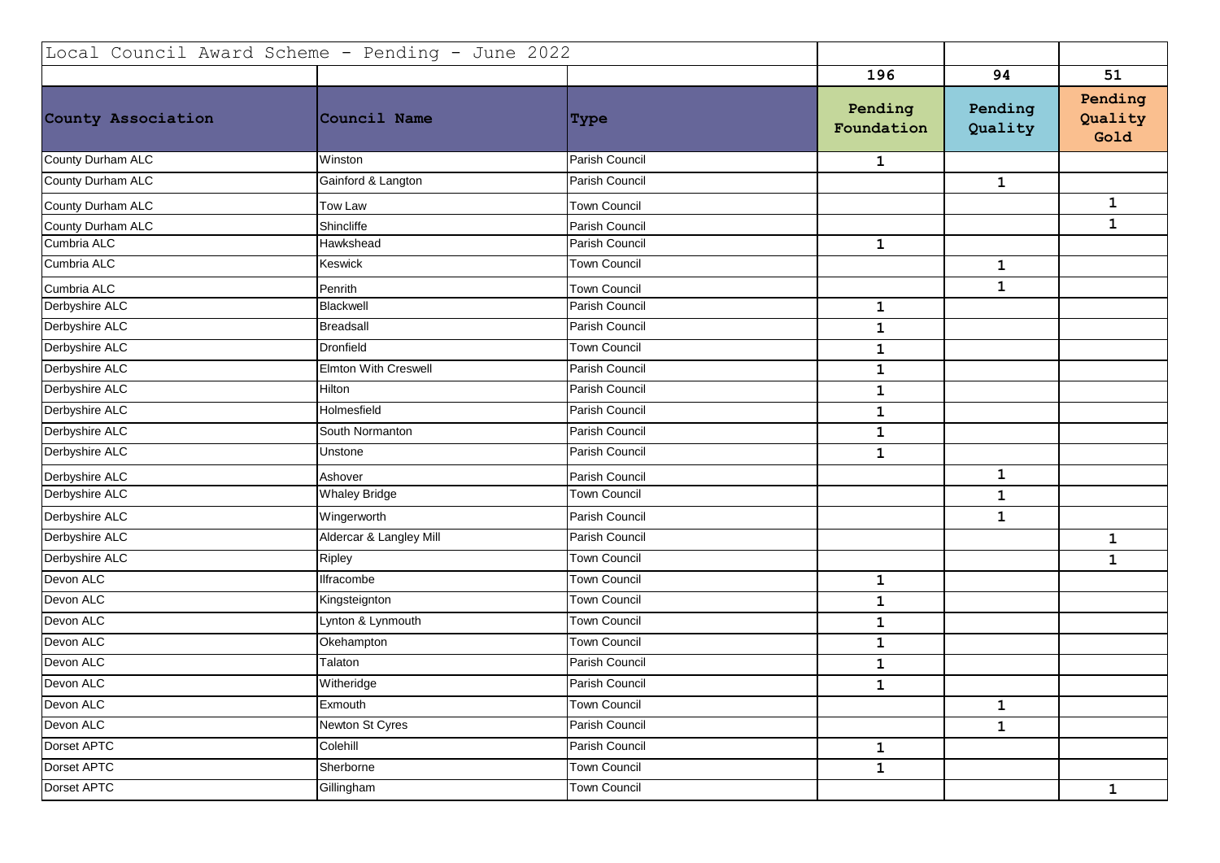| Local Council Award Scheme - Pending - June 2022 | | | | | |
|---|---|---|---|---|---|
| | | | 196 | 94 | 51 |
| **County Association** | **Council Name** | **Type** | **Pending Foundation** | **Pending Quality** | **Pending Quality Gold** |
| County Durham ALC | Winston | Parish Council | 1 | | |
| County Durham ALC | Gainford & Langton | Parish Council | | 1 | |
| County Durham ALC | Tow Law | Town Council | | | 1 |
| County Durham ALC | Shincliffe | Parish Council | | | 1 |
| Cumbria ALC | Hawkshead | Parish Council | 1 | | |
| Cumbria ALC | Keswick | Town Council | | 1 | |
| Cumbria ALC | Penrith | Town Council | | 1 | |
| Derbyshire ALC | Blackwell | Parish Council | 1 | | |
| Derbyshire ALC | Breadsall | Parish Council | 1 | | |
| Derbyshire ALC | Dronfield | Town Council | 1 | | |
| Derbyshire ALC | Elmton With Creswell | Parish Council | 1 | | |
| Derbyshire ALC | Hilton | Parish Council | 1 | | |
| Derbyshire ALC | Holmesfield | Parish Council | 1 | | |
| Derbyshire ALC | South Normanton | Parish Council | 1 | | |
| Derbyshire ALC | Unstone | Parish Council | 1 | | |
| Derbyshire ALC | Ashover | Parish Council | | 1 | |
| Derbyshire ALC | Whaley Bridge | Town Council | | 1 | |
| Derbyshire ALC | Wingerworth | Parish Council | | 1 | |
| Derbyshire ALC | Aldercar & Langley Mill | Parish Council | | | 1 |
| Derbyshire ALC | Ripley | Town Council | | | 1 |
| Devon ALC | Ilfracombe | Town Council | 1 | | |
| Devon ALC | Kingsteignton | Town Council | 1 | | |
| Devon ALC | Lynton & Lynmouth | Town Council | 1 | | |
| Devon ALC | Okehampton | Town Council | 1 | | |
| Devon ALC | Talaton | Parish Council | 1 | | |
| Devon ALC | Witheridge | Parish Council | 1 | | |
| Devon ALC | Exmouth | Town Council | | 1 | |
| Devon ALC | Newton St Cyres | Parish Council | | 1 | |
| Dorset APTC | Colehill | Parish Council | 1 | | |
| Dorset APTC | Sherborne | Town Council | 1 | | |
| Dorset APTC | Gillingham | Town Council | | | 1 |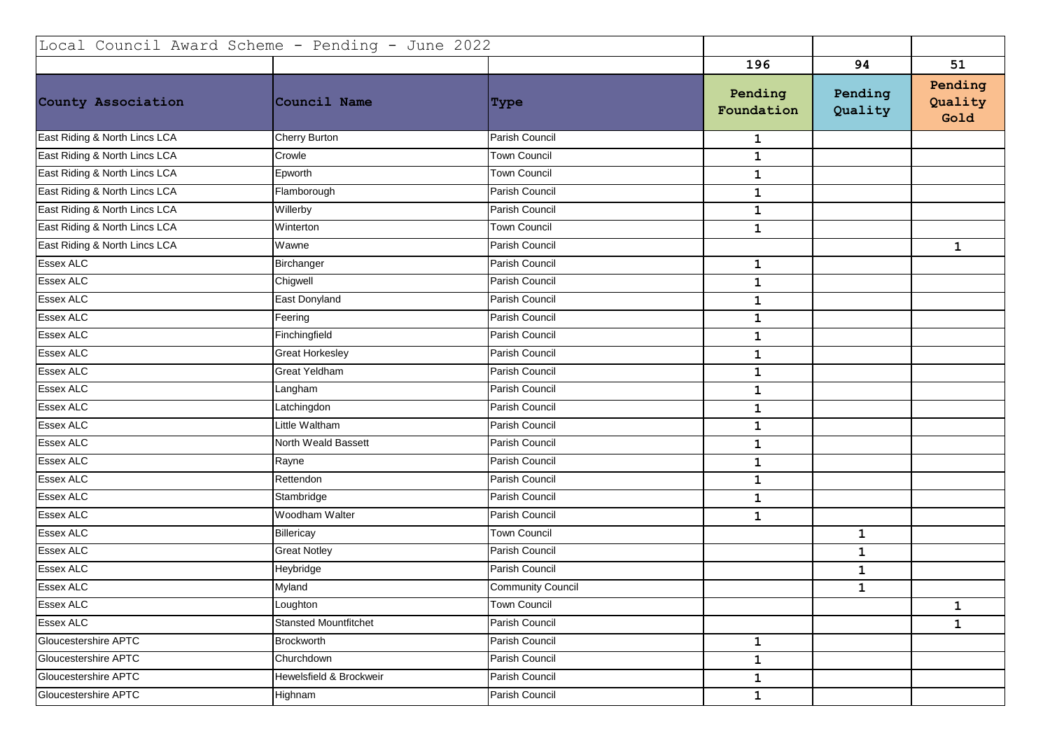| Local Council Award Scheme - Pending - June 2022 | | | | | |
|---|---|---|---|---|---|
| | | | 196 | 94 | 51 |
| **County Association** | **Council Name** | **Type** | **Pending Foundation** | **Pending Quality** | **Pending Quality Gold** |
| East Riding & North Lincs LCA | Cherry Burton | Parish Council | 1 | | |
| East Riding & North Lincs LCA | Crowle | Town Council | 1 | | |
| East Riding & North Lincs LCA | Epworth | Town Council | 1 | | |
| East Riding & North Lincs LCA | Flamborough | Parish Council | 1 | | |
| East Riding & North Lincs LCA | Willerby | Parish Council | 1 | | |
| East Riding & North Lincs LCA | Winterton | Town Council | 1 | | |
| East Riding & North Lincs LCA | Wawne | Parish Council | | | 1 |
| Essex ALC | Birchanger | Parish Council | 1 | | |
| Essex ALC | Chigwell | Parish Council | 1 | | |
| Essex ALC | East Donyland | Parish Council | 1 | | |
| Essex ALC | Feering | Parish Council | 1 | | |
| Essex ALC | Finchingfield | Parish Council | 1 | | |
| Essex ALC | Great Horkesley | Parish Council | 1 | | |
| Essex ALC | Great Yeldham | Parish Council | 1 | | |
| Essex ALC | Langham | Parish Council | 1 | | |
| Essex ALC | Latchingdon | Parish Council | 1 | | |
| Essex ALC | Little Waltham | Parish Council | 1 | | |
| Essex ALC | North Weald Bassett | Parish Council | 1 | | |
| Essex ALC | Rayne | Parish Council | 1 | | |
| Essex ALC | Rettendon | Parish Council | 1 | | |
| Essex ALC | Stambridge | Parish Council | 1 | | |
| Essex ALC | Woodham Walter | Parish Council | 1 | | |
| Essex ALC | Billericay | Town Council | | 1 | |
| Essex ALC | Great Notley | Parish Council | | 1 | |
| Essex ALC | Heybridge | Parish Council | | 1 | |
| Essex ALC | Myland | Community Council | | 1 | |
| Essex ALC | Loughton | Town Council | | | 1 |
| Essex ALC | Stansted Mountfitchet | Parish Council | | | 1 |
| Gloucestershire APTC | Brockworth | Parish Council | 1 | | |
| Gloucestershire APTC | Churchdown | Parish Council | 1 | | |
| Gloucestershire APTC | Hewelsfield & Brockweir | Parish Council | 1 | | |
| Gloucestershire APTC | Highnam | Parish Council | 1 | | |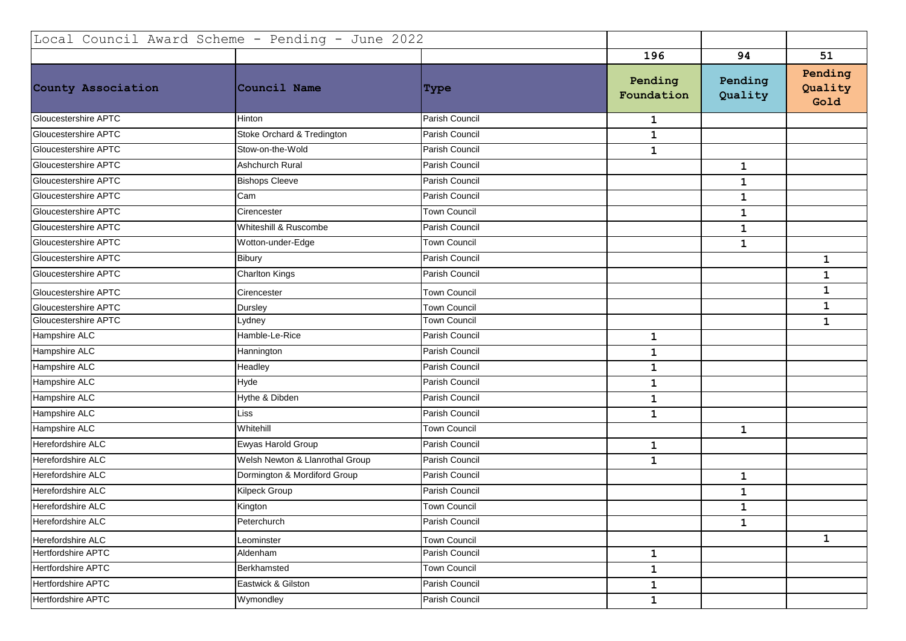| Local Council Award Scheme - Pending - June 2022 | | | | | |
|---|---|---|---|---|---|
| | | | 196 | 94 | 51 |
| **County Association** | **Council Name** | **Type** | **Pending Foundation** | **Pending Quality** | **Pending Quality Gold** |
| Gloucestershire APTC | Hinton | Parish Council | 1 | | |
| Gloucestershire APTC | Stoke Orchard & Tredington | Parish Council | 1 | | |
| Gloucestershire APTC | Stow-on-the-Wold | Parish Council | 1 | | |
| Gloucestershire APTC | Ashchurch Rural | Parish Council | | 1 | |
| Gloucestershire APTC | Bishops Cleeve | Parish Council | | 1 | |
| Gloucestershire APTC | Cam | Parish Council | | 1 | |
| Gloucestershire APTC | Cirencester | Town Council | | 1 | |
| Gloucestershire APTC | Whiteshill & Ruscombe | Parish Council | | 1 | |
| Gloucestershire APTC | Wotton-under-Edge | Town Council | | 1 | |
| Gloucestershire APTC | Bibury | Parish Council | | | 1 |
| Gloucestershire APTC | Charlton Kings | Parish Council | | | 1 |
| Gloucestershire APTC | Cirencester | Town Council | | | 1 |
| Gloucestershire APTC | Dursley | Town Council | | | 1 |
| Gloucestershire APTC | Lydney | Town Council | | | 1 |
| Hampshire ALC | Hamble-Le-Rice | Parish Council | 1 | | |
| Hampshire ALC | Hannington | Parish Council | 1 | | |
| Hampshire ALC | Headley | Parish Council | 1 | | |
| Hampshire ALC | Hyde | Parish Council | 1 | | |
| Hampshire ALC | Hythe & Dibden | Parish Council | 1 | | |
| Hampshire ALC | Liss | Parish Council | 1 | | |
| Hampshire ALC | Whitehill | Town Council | | 1 | |
| Herefordshire ALC | Ewyas Harold Group | Parish Council | 1 | | |
| Herefordshire ALC | Welsh Newton & Llanrothal Group | Parish Council | 1 | | |
| Herefordshire ALC | Dormington & Mordiford Group | Parish Council | | 1 | |
| Herefordshire ALC | Kilpeck Group | Parish Council | | 1 | |
| Herefordshire ALC | Kington | Town Council | | 1 | |
| Herefordshire ALC | Peterchurch | Parish Council | | 1 | |
| Herefordshire ALC | Leominster | Town Council | | | 1 |
| Hertfordshire APTC | Aldenham | Parish Council | 1 | | |
| Hertfordshire APTC | Berkhamsted | Town Council | 1 | | |
| Hertfordshire APTC | Eastwick & Gilston | Parish Council | 1 | | |
| Hertfordshire APTC | Wymondley | Parish Council | 1 | | |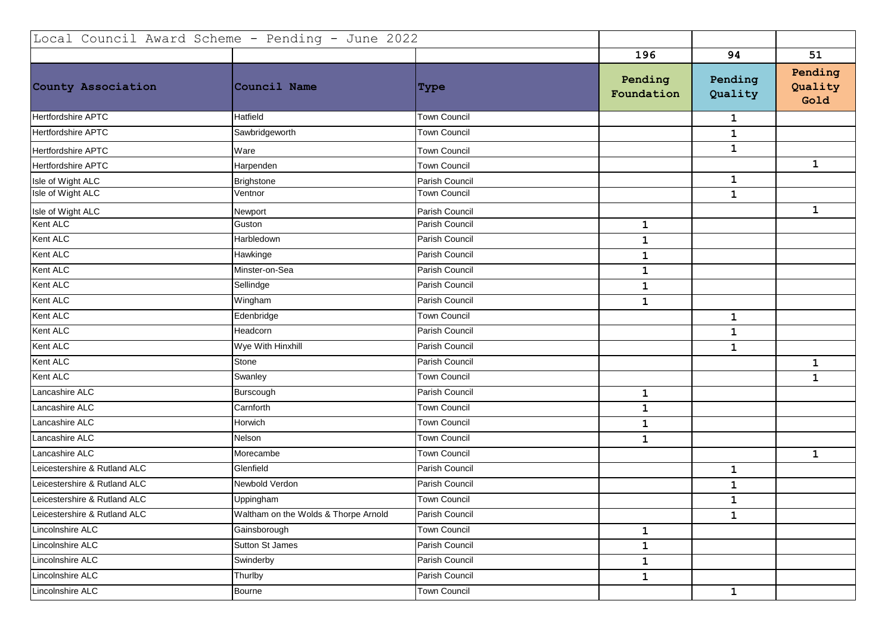| Local Council Award Scheme - Pending - June 2022 | | | | | |
|---|---|---|---|---|---|
| | | | 196 | 94 | 51 |
| **County Association** | **Council Name** | **Type** | **Pending Foundation** | **Pending Quality** | **Pending Quality Gold** |
| Hertfordshire APTC | Hatfield | Town Council | | 1 | |
| Hertfordshire APTC | Sawbridgeworth | Town Council | | 1 | |
| Hertfordshire APTC | Ware | Town Council | | 1 | |
| Hertfordshire APTC | Harpenden | Town Council | | | 1 |
| Isle of Wight ALC | Brighstone | Parish Council | | 1 | |
| Isle of Wight ALC | Ventnor | Town Council | | 1 | |
| Isle of Wight ALC | Newport | Parish Council | | | 1 |
| Kent ALC | Guston | Parish Council | 1 | | |
| Kent ALC | Harbledown | Parish Council | 1 | | |
| Kent ALC | Hawkinge | Parish Council | 1 | | |
| Kent ALC | Minster-on-Sea | Parish Council | 1 | | |
| Kent ALC | Sellindge | Parish Council | 1 | | |
| Kent ALC | Wingham | Parish Council | 1 | | |
| Kent ALC | Edenbridge | Town Council | | 1 | |
| Kent ALC | Headcorn | Parish Council | | 1 | |
| Kent ALC | Wye With Hinxhill | Parish Council | | 1 | |
| Kent ALC | Stone | Parish Council | | | 1 |
| Kent ALC | Swanley | Town Council | | | 1 |
| Lancashire ALC | Burscough | Parish Council | 1 | | |
| Lancashire ALC | Carnforth | Town Council | 1 | | |
| Lancashire ALC | Horwich | Town Council | 1 | | |
| Lancashire ALC | Nelson | Town Council | 1 | | |
| Lancashire ALC | Morecambe | Town Council | | | 1 |
| Leicestershire & Rutland ALC | Glenfield | Parish Council | | 1 | |
| Leicestershire & Rutland ALC | Newbold Verdon | Parish Council | | 1 | |
| Leicestershire & Rutland ALC | Uppingham | Town Council | | 1 | |
| Leicestershire & Rutland ALC | Waltham on the Wolds & Thorpe Arnold | Parish Council | | 1 | |
| Lincolnshire ALC | Gainsborough | Town Council | 1 | | |
| Lincolnshire ALC | Sutton St James | Parish Council | 1 | | |
| Lincolnshire ALC | Swinderby | Parish Council | 1 | | |
| Lincolnshire ALC | Thurlby | Parish Council | 1 | | |
| Lincolnshire ALC | Bourne | Town Council | | 1 | |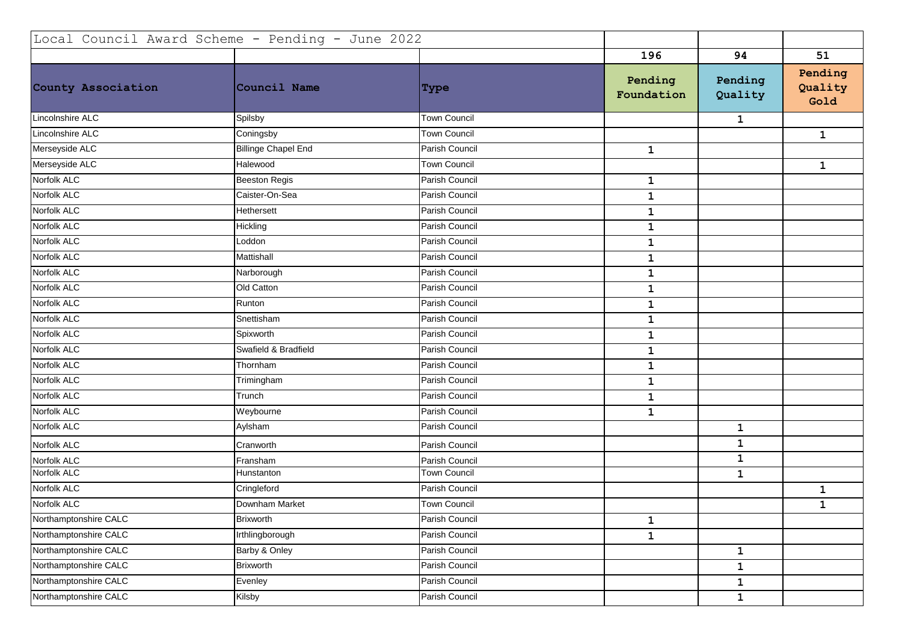| Local Council Award Scheme - Pending - June 2022 | | | | | |
|---|---|---|---|---|---|
| | | | 196 | 94 | 51 |
| **County Association** | **Council Name** | **Type** | **Pending Foundation** | **Pending Quality** | **Pending Quality Gold** |
| Lincolnshire ALC | Spilsby | Town Council | | 1 | |
| Lincolnshire ALC | Coningsby | Town Council | | | 1 |
| Merseyside ALC | Billinge Chapel End | Parish Council | 1 | | |
| Merseyside ALC | Halewood | Town Council | | | 1 |
| Norfolk ALC | Beeston Regis | Parish Council | 1 | | |
| Norfolk ALC | Caister-On-Sea | Parish Council | 1 | | |
| Norfolk ALC | Hethersett | Parish Council | 1 | | |
| Norfolk ALC | Hickling | Parish Council | 1 | | |
| Norfolk ALC | Loddon | Parish Council | 1 | | |
| Norfolk ALC | Mattishall | Parish Council | 1 | | |
| Norfolk ALC | Narborough | Parish Council | 1 | | |
| Norfolk ALC | Old Catton | Parish Council | 1 | | |
| Norfolk ALC | Runton | Parish Council | 1 | | |
| Norfolk ALC | Snettisham | Parish Council | 1 | | |
| Norfolk ALC | Spixworth | Parish Council | 1 | | |
| Norfolk ALC | Swafield & Bradfield | Parish Council | 1 | | |
| Norfolk ALC | Thornham | Parish Council | 1 | | |
| Norfolk ALC | Trimingham | Parish Council | 1 | | |
| Norfolk ALC | Trunch | Parish Council | 1 | | |
| Norfolk ALC | Weybourne | Parish Council | 1 | | |
| Norfolk ALC | Aylsham | Parish Council | | 1 | |
| Norfolk ALC | Cranworth | Parish Council | | 1 | |
| Norfolk ALC | Fransham | Parish Council | | 1 | |
| Norfolk ALC | Hunstanton | Town Council | | 1 | |
| Norfolk ALC | Cringleford | Parish Council | | | 1 |
| Norfolk ALC | Downham Market | Town Council | | | 1 |
| Northamptonshire CALC | Brixworth | Parish Council | 1 | | |
| Northamptonshire CALC | Irthlingborough | Parish Council | 1 | | |
| Northamptonshire CALC | Barby & Onley | Parish Council | | 1 | |
| Northamptonshire CALC | Brixworth | Parish Council | | 1 | |
| Northamptonshire CALC | Evenley | Parish Council | | 1 | |
| Northamptonshire CALC | Kilsby | Parish Council | | 1 | |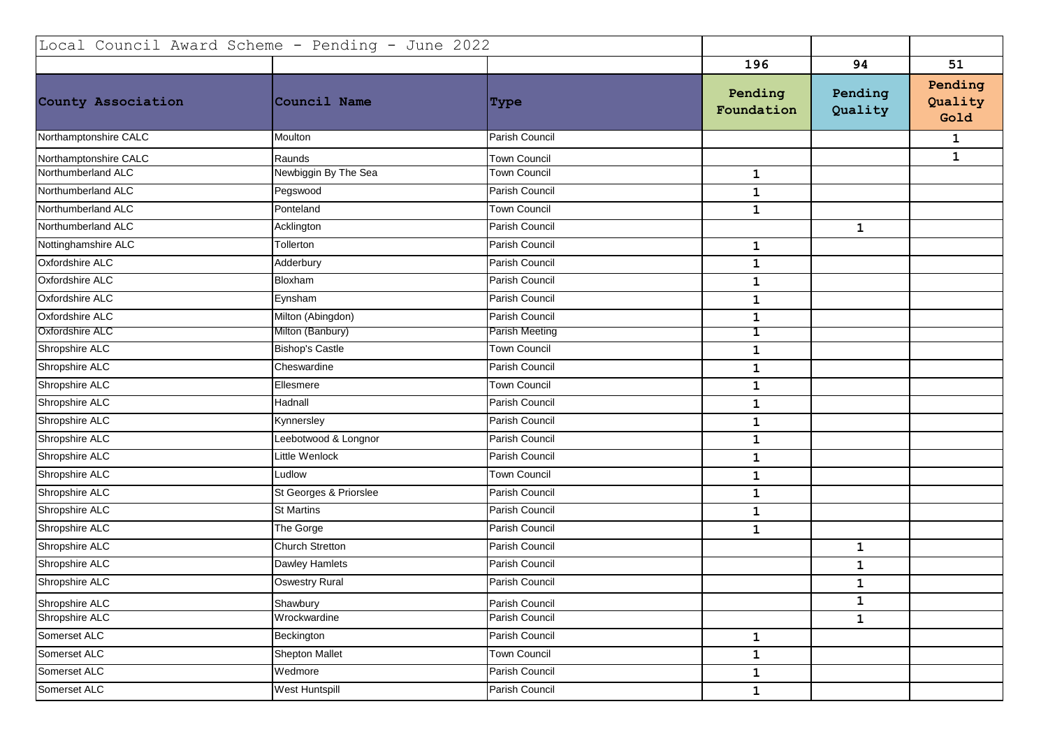| Local Council Award Scheme - Pending - June 2022 | | | | | |
|---|---|---|---|---|---|
| | | | 196 | 94 | 51 |
| **County Association** | **Council Name** | **Type** | **Pending Foundation** | **Pending Quality** | **Pending Quality Gold** |
| Northamptonshire CALC | Moulton | Parish Council | | | 1 |
| Northamptonshire CALC | Raunds | Town Council | | | 1 |
| Northumberland ALC | Newbiggin By The Sea | Town Council | 1 | | |
| Northumberland ALC | Pegswood | Parish Council | 1 | | |
| Northumberland ALC | Ponteland | Town Council | 1 | | |
| Northumberland ALC | Acklington | Parish Council | | 1 | |
| Nottinghamshire ALC | Tollerton | Parish Council | 1 | | |
| Oxfordshire ALC | Adderbury | Parish Council | 1 | | |
| Oxfordshire ALC | Bloxham | Parish Council | 1 | | |
| Oxfordshire ALC | Eynsham | Parish Council | 1 | | |
| Oxfordshire ALC | Milton (Abingdon) | Parish Council | 1 | | |
| Oxfordshire ALC | Milton (Banbury) | Parish Meeting | 1 | | |
| Shropshire ALC | Bishop's Castle | Town Council | 1 | | |
| Shropshire ALC | Cheswardine | Parish Council | 1 | | |
| Shropshire ALC | Ellesmere | Town Council | 1 | | |
| Shropshire ALC | Hadnall | Parish Council | 1 | | |
| Shropshire ALC | Kynnersley | Parish Council | 1 | | |
| Shropshire ALC | Leebotwood & Longnor | Parish Council | 1 | | |
| Shropshire ALC | Little Wenlock | Parish Council | 1 | | |
| Shropshire ALC | Ludlow | Town Council | 1 | | |
| Shropshire ALC | St Georges & Priorslee | Parish Council | 1 | | |
| Shropshire ALC | St Martins | Parish Council | 1 | | |
| Shropshire ALC | The Gorge | Parish Council | 1 | | |
| Shropshire ALC | Church Stretton | Parish Council | | 1 | |
| Shropshire ALC | Dawley Hamlets | Parish Council | | 1 | |
| Shropshire ALC | Oswestry Rural | Parish Council | | 1 | |
| Shropshire ALC | Shawbury | Parish Council | | 1 | |
| Shropshire ALC | Wrockwardine | Parish Council | | 1 | |
| Somerset ALC | Beckington | Parish Council | 1 | | |
| Somerset ALC | Shepton Mallet | Town Council | 1 | | |
| Somerset ALC | Wedmore | Parish Council | 1 | | |
| Somerset ALC | West Huntspill | Parish Council | 1 | | |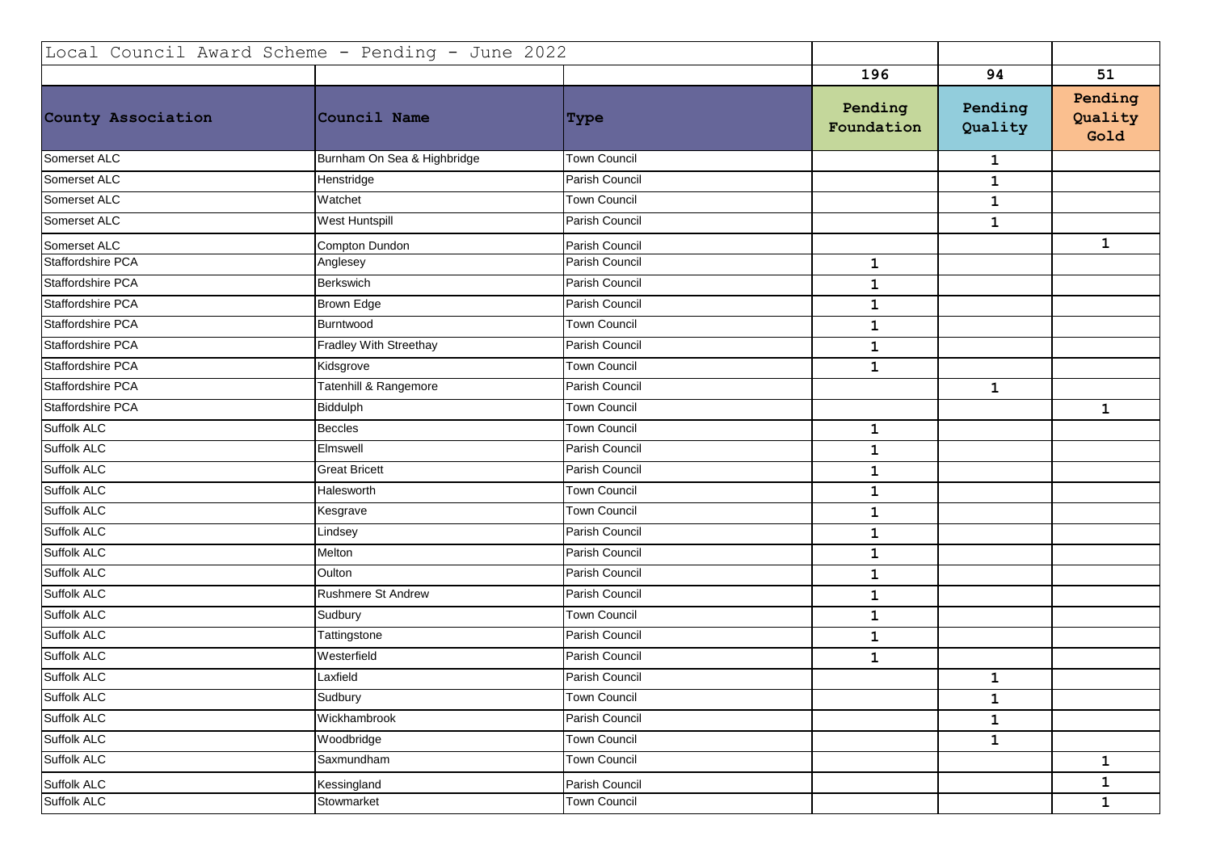| Local Council Award Scheme - Pending - June 2022 | | | | | |
|---|---|---|---|---|---|
| | | | 196 | 94 | 51 |
| **County Association** | **Council Name** | **Type** | **Pending Foundation** | **Pending Quality** | **Pending Quality Gold** |
| Somerset ALC | Burnham On Sea & Highbridge | Town Council | | 1 | |
| Somerset ALC | Henstridge | Parish Council | | 1 | |
| Somerset ALC | Watchet | Town Council | | 1 | |
| Somerset ALC | West Huntspill | Parish Council | | 1 | |
| Somerset ALC | Compton Dundon | Parish Council | | | 1 |
| Staffordshire PCA | Anglesey | Parish Council | 1 | | |
| Staffordshire PCA | Berkswich | Parish Council | 1 | | |
| Staffordshire PCA | Brown Edge | Parish Council | 1 | | |
| Staffordshire PCA | Burntwood | Town Council | 1 | | |
| Staffordshire PCA | Fradley With Streethay | Parish Council | 1 | | |
| Staffordshire PCA | Kidsgrove | Town Council | 1 | | |
| Staffordshire PCA | Tatenhill & Rangemore | Parish Council | | 1 | |
| Staffordshire PCA | Biddulph | Town Council | | | 1 |
| Suffolk ALC | Beccles | Town Council | 1 | | |
| Suffolk ALC | Elmswell | Parish Council | 1 | | |
| Suffolk ALC | Great Bricett | Parish Council | 1 | | |
| Suffolk ALC | Halesworth | Town Council | 1 | | |
| Suffolk ALC | Kesgrave | Town Council | 1 | | |
| Suffolk ALC | Lindsey | Parish Council | 1 | | |
| Suffolk ALC | Melton | Parish Council | 1 | | |
| Suffolk ALC | Oulton | Parish Council | 1 | | |
| Suffolk ALC | Rushmere St Andrew | Parish Council | 1 | | |
| Suffolk ALC | Sudbury | Town Council | 1 | | |
| Suffolk ALC | Tattingstone | Parish Council | 1 | | |
| Suffolk ALC | Westerfield | Parish Council | 1 | | |
| Suffolk ALC | Laxfield | Parish Council | | 1 | |
| Suffolk ALC | Sudbury | Town Council | | 1 | |
| Suffolk ALC | Wickhambrook | Parish Council | | 1 | |
| Suffolk ALC | Woodbridge | Town Council | | 1 | |
| Suffolk ALC | Saxmundham | Town Council | | | 1 |
| Suffolk ALC | Kessingland | Parish Council | | | 1 |
| Suffolk ALC | Stowmarket | Town Council | | | 1 |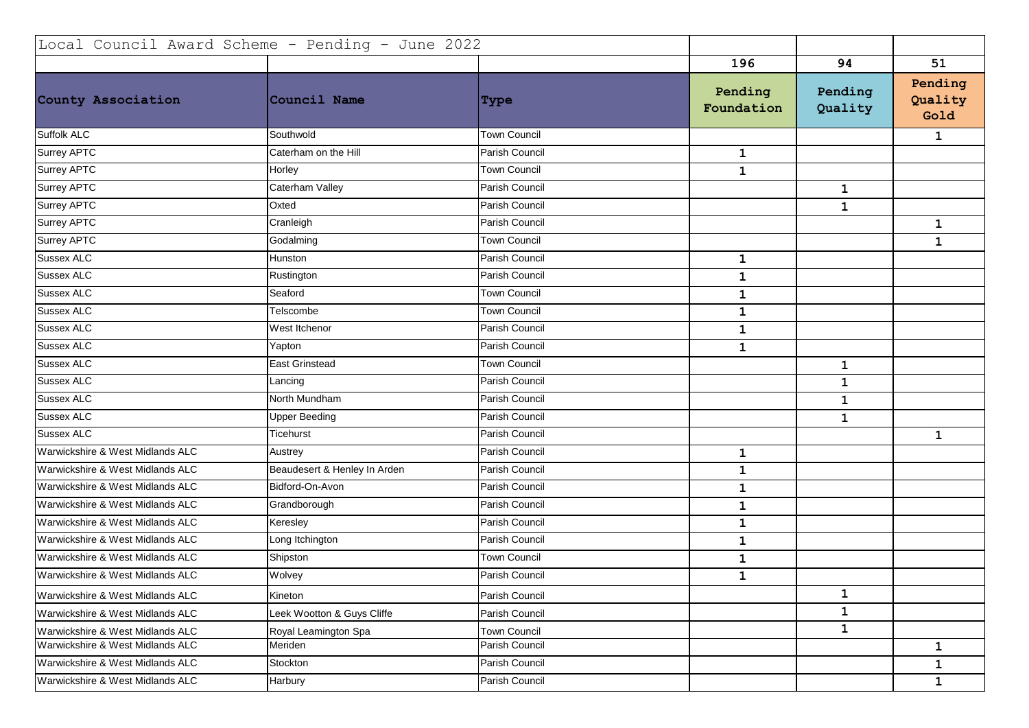| Local Council Award Scheme - Pending - June 2022 | | | | | |
|---|---|---|---|---|---|
| | | | 196 | 94 | 51 |
| **County Association** | **Council Name** | **Type** | **Pending Foundation** | **Pending Quality** | **Pending Quality Gold** |
| Suffolk ALC | Southwold | Town Council | | | 1 |
| Surrey APTC | Caterham on the Hill | Parish Council | 1 | | |
| Surrey APTC | Horley | Town Council | 1 | | |
| Surrey APTC | Caterham Valley | Parish Council | | 1 | |
| Surrey APTC | Oxted | Parish Council | | 1 | |
| Surrey APTC | Cranleigh | Parish Council | | | 1 |
| Surrey APTC | Godalming | Town Council | | | 1 |
| Sussex ALC | Hunston | Parish Council | 1 | | |
| Sussex ALC | Rustington | Parish Council | 1 | | |
| Sussex ALC | Seaford | Town Council | 1 | | |
| Sussex ALC | Telscombe | Town Council | 1 | | |
| Sussex ALC | West Itchenor | Parish Council | 1 | | |
| Sussex ALC | Yapton | Parish Council | 1 | | |
| Sussex ALC | East Grinstead | Town Council | | 1 | |
| Sussex ALC | Lancing | Parish Council | | 1 | |
| Sussex ALC | North Mundham | Parish Council | | 1 | |
| Sussex ALC | Upper Beeding | Parish Council | | 1 | |
| Sussex ALC | Ticehurst | Parish Council | | | 1 |
| Warwickshire & West Midlands ALC | Austrey | Parish Council | 1 | | |
| Warwickshire & West Midlands ALC | Beaudesert & Henley In Arden | Parish Council | 1 | | |
| Warwickshire & West Midlands ALC | Bidford-On-Avon | Parish Council | 1 | | |
| Warwickshire & West Midlands ALC | Grandborough | Parish Council | 1 | | |
| Warwickshire & West Midlands ALC | Keresley | Parish Council | 1 | | |
| Warwickshire & West Midlands ALC | Long Itchington | Parish Council | 1 | | |
| Warwickshire & West Midlands ALC | Shipston | Town Council | 1 | | |
| Warwickshire & West Midlands ALC | Wolvey | Parish Council | 1 | | |
| Warwickshire & West Midlands ALC | Kineton | Parish Council | | 1 | |
| Warwickshire & West Midlands ALC | Leek Wootton & Guys Cliffe | Parish Council | | 1 | |
| Warwickshire & West Midlands ALC | Royal Leamington Spa | Town Council | | 1 | |
| Warwickshire & West Midlands ALC | Meriden | Parish Council | | | 1 |
| Warwickshire & West Midlands ALC | Stockton | Parish Council | | | 1 |
| Warwickshire & West Midlands ALC | Harbury | Parish Council | | | 1 |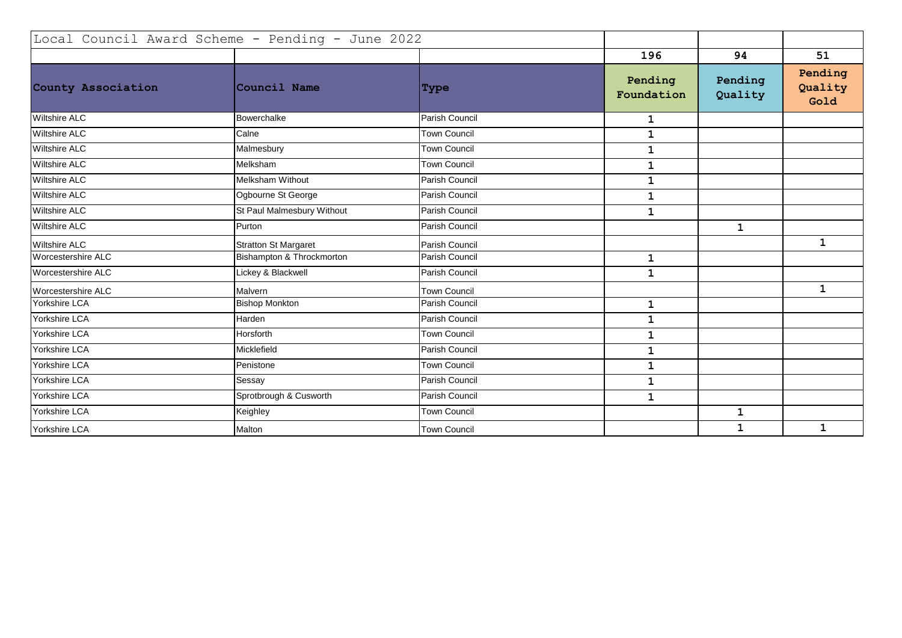| Local Council Award Scheme - Pending - June 2022 | | | | | |
|---|---|---|---|---|---|
| | | | 196 | 94 | 51 |
| **County Association** | **Council Name** | **Type** | **Pending Foundation** | **Pending Quality** | **Pending Quality Gold** |
| Wiltshire ALC | Bowerchalke | Parish Council | 1 | | |
| Wiltshire ALC | Calne | Town Council | 1 | | |
| Wiltshire ALC | Malmesbury | Town Council | 1 | | |
| Wiltshire ALC | Melksham | Town Council | 1 | | |
| Wiltshire ALC | Melksham Without | Parish Council | 1 | | |
| Wiltshire ALC | Ogbourne St George | Parish Council | 1 | | |
| Wiltshire ALC | St Paul Malmesbury Without | Parish Council | 1 | | |
| Wiltshire ALC | Purton | Parish Council | | 1 | |
| Wiltshire ALC | Stratton St Margaret | Parish Council | | | 1 |
| Worcestershire ALC | Bishampton & Throckmorton | Parish Council | 1 | | |
| Worcestershire ALC | Lickey & Blackwell | Parish Council | 1 | | |
| Worcestershire ALC | Malvern | Town Council | | | 1 |
| Yorkshire LCA | Bishop Monkton | Parish Council | 1 | | |
| Yorkshire LCA | Harden | Parish Council | 1 | | |
| Yorkshire LCA | Horsforth | Town Council | 1 | | |
| Yorkshire LCA | Micklefield | Parish Council | 1 | | |
| Yorkshire LCA | Penistone | Town Council | 1 | | |
| Yorkshire LCA | Sessay | Parish Council | 1 | | |
| Yorkshire LCA | Sprotbrough & Cusworth | Parish Council | 1 | | |
| Yorkshire LCA | Keighley | Town Council | | 1 | |
| Yorkshire LCA | Malton | Town Council | | 1 | 1 |